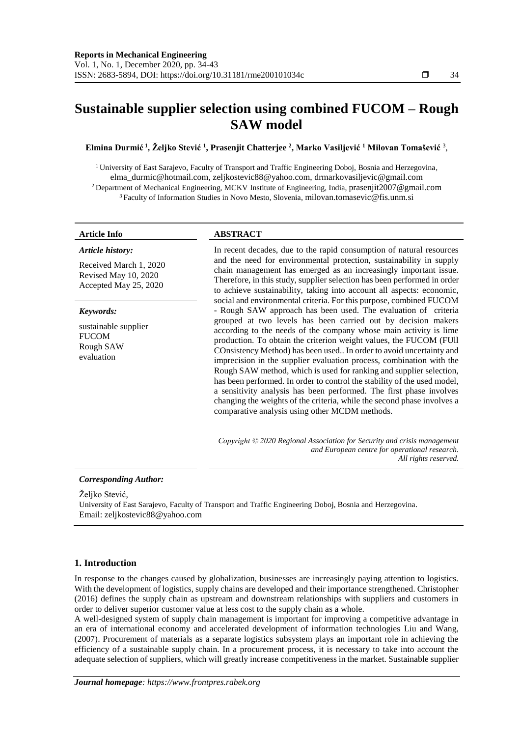# Sustainable supplier selection using combined FUCOM – Rough SAW model

**Elmina Durmić [1], Željko Stević [1], Prasenjit Chatterjee [2], Marko Vasiljević [1] Milovan Tomašević [3],**

[1] University of East Sarajevo, Faculty of Transport and Traffic Engineering Doboj, Bosnia and Herzegovina, elma_durmic@hotmail.com, zeljkostevic88@yahoo.com, drmarkovasiljevic@gmail.com
[2] Department of Mechanical Engineering, MCKV Institute of Engineering, India, prasenjit2007@gmail.com
[3] Faculty of Information Studies in Novo Mesto, Slovenia, milovan.tomasevic@fis.unm.si

**Article Info**

*Article history:*

Received March 1, 2020
Revised May 10, 2020
Accepted May 25, 2020

*Keywords:*

sustainable supplier
FUCOM
Rough SAW
evaluation

**ABSTRACT**

In recent decades, due to the rapid consumption of natural resources and the need for environmental protection, sustainability in supply chain management has emerged as an increasingly important issue. Therefore, in this study, supplier selection has been performed in order to achieve sustainability, taking into account all aspects: economic, social and environmental criteria. For this purpose, combined FUCOM - Rough SAW approach has been used. The evaluation of criteria grouped at two levels has been carried out by decision makers according to the needs of the company whose main activity is lime production. To obtain the criterion weight values, the FUCOM (FUll COnsistency Method) has been used.. In order to avoid uncertainty and imprecision in the supplier evaluation process, combination with the Rough SAW method, which is used for ranking and supplier selection, has been performed. In order to control the stability of the used model, a sensitivity analysis has been performed. The first phase involves changing the weights of the criteria, while the second phase involves a comparative analysis using other MCDM methods.

*Copyright © 2020 Regional Association for Security and crisis management and European centre for operational research. All rights reserved.*

***Corresponding Author:***

Željko Stević,
University of East Sarajevo, Faculty of Transport and Traffic Engineering Doboj, Bosnia and Herzegovina.
Email: zeljkostevic88@yahoo.com

## 1. Introduction

In response to the changes caused by globalization, businesses are increasingly paying attention to logistics. With the development of logistics, supply chains are developed and their importance strengthened. Christopher (2016) defines the supply chain as upstream and downstream relationships with suppliers and customers in order to deliver superior customer value at less cost to the supply chain as a whole.

A well-designed system of supply chain management is important for improving a competitive advantage in an era of international economy and accelerated development of information technologies Liu and Wang, (2007). Procurement of materials as a separate logistics subsystem plays an important role in achieving the efficiency of a sustainable supply chain. In a procurement process, it is necessary to take into account the adequate selection of suppliers, which will greatly increase competitiveness in the market. Sustainable supplier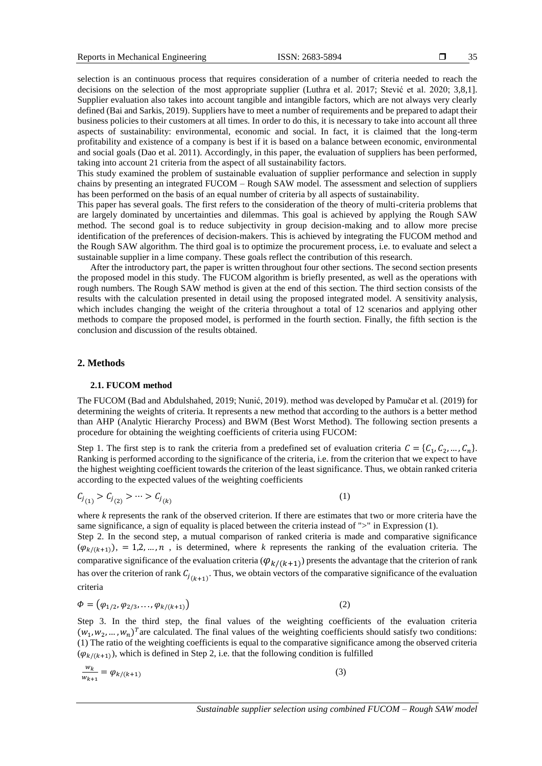selection is an continuous process that requires consideration of a number of criteria needed to reach the decisions on the selection of the most appropriate supplier (Luthra et al. 2017; Stević et al. 2020; 3,8,1]. Supplier evaluation also takes into account tangible and intangible factors, which are not always very clearly defined (Bai and Sarkis, 2019). Suppliers have to meet a number of requirements and be prepared to adapt their business policies to their customers at all times. In order to do this, it is necessary to take into account all three aspects of sustainability: environmental, economic and social. In fact, it is claimed that the long-term profitability and existence of a company is best if it is based on a balance between economic, environmental and social goals (Dao et al. 2011). Accordingly, in this paper, the evaluation of suppliers has been performed, taking into account 21 criteria from the aspect of all sustainability factors.

This study examined the problem of sustainable evaluation of supplier performance and selection in supply chains by presenting an integrated FUCOM – Rough SAW model. The assessment and selection of suppliers has been performed on the basis of an equal number of criteria by all aspects of sustainability.

This paper has several goals. The first refers to the consideration of the theory of multi-criteria problems that are largely dominated by uncertainties and dilemmas. This goal is achieved by applying the Rough SAW method. The second goal is to reduce subjectivity in group decision-making and to allow more precise identification of the preferences of decision-makers. This is achieved by integrating the FUCOM method and the Rough SAW algorithm. The third goal is to optimize the procurement process, i.e. to evaluate and select a sustainable supplier in a lime company. These goals reflect the contribution of this research.

After the introductory part, the paper is written throughout four other sections. The second section presents the proposed model in this study. The FUCOM algorithm is briefly presented, as well as the operations with rough numbers. The Rough SAW method is given at the end of this section. The third section consists of the results with the calculation presented in detail using the proposed integrated model. A sensitivity analysis, which includes changing the weight of the criteria throughout a total of 12 scenarios and applying other methods to compare the proposed model, is performed in the fourth section. Finally, the fifth section is the conclusion and discussion of the results obtained.

## 2. Methods

### 2.1. FUCOM method

The FUCOM (Bad and Abdulshahed, 2019; Nunić, 2019). method was developed by Pamučar et al. (2019) for determining the weights of criteria. It represents a new method that according to the authors is a better method than AHP (Analytic Hierarchy Process) and BWM (Best Worst Method). The following section presents a procedure for obtaining the weighting coefficients of criteria using FUCOM:

Step 1. The first step is to rank the criteria from a predefined set of evaluation criteria $C = \{C_1, C_2, \dots, C_n\}$. Ranking is performed according to the significance of the criteria, i.e. from the criterion that we expect to have the highest weighting coefficient towards the criterion of the least significance. Thus, we obtain ranked criteria according to the expected values of the weighting coefficients

$$C_{j_{(1)}} > C_{j_{(2)}} > \dots > C_{j_{(k)}} \tag{1}$$

where *k* represents the rank of the observed criterion. If there are estimates that two or more criteria have the same significance, a sign of equality is placed between the criteria instead of ">" in Expression (1).

Step 2. In the second step, a mutual comparison of ranked criteria is made and comparative significance $(\varphi_{k/(k+1)}), = 1,2, \dots, n$ , is determined, where *k* represents the ranking of the evaluation criteria. The comparative significance of the evaluation criteria $(\varphi_{k/(k+1)})$ presents the advantage that the criterion of rank has over the criterion of rank $C_{j_{(k+1)}}$. Thus, we obtain vectors of the comparative significance of the evaluation criteria

$$\Phi = \left(\varphi_{1/2}, \varphi_{2/3}, \dots, \varphi_{k/(k+1)}\right) \tag{2}$$

Step 3. In the third step, the final values of the weighting coefficients of the evaluation criteria $(w_1, w_2, \dots, w_n)^T$ are calculated. The final values of the weighting coefficients should satisfy two conditions: (1) The ratio of the weighting coefficients is equal to the comparative significance among the observed criteria $(\varphi_{k/(k+1)})$, which is defined in Step 2, i.e. that the following condition is fulfilled

$$\frac{w_k}{w_{k+1}} = \varphi_{k/(k+1)} \tag{3}$$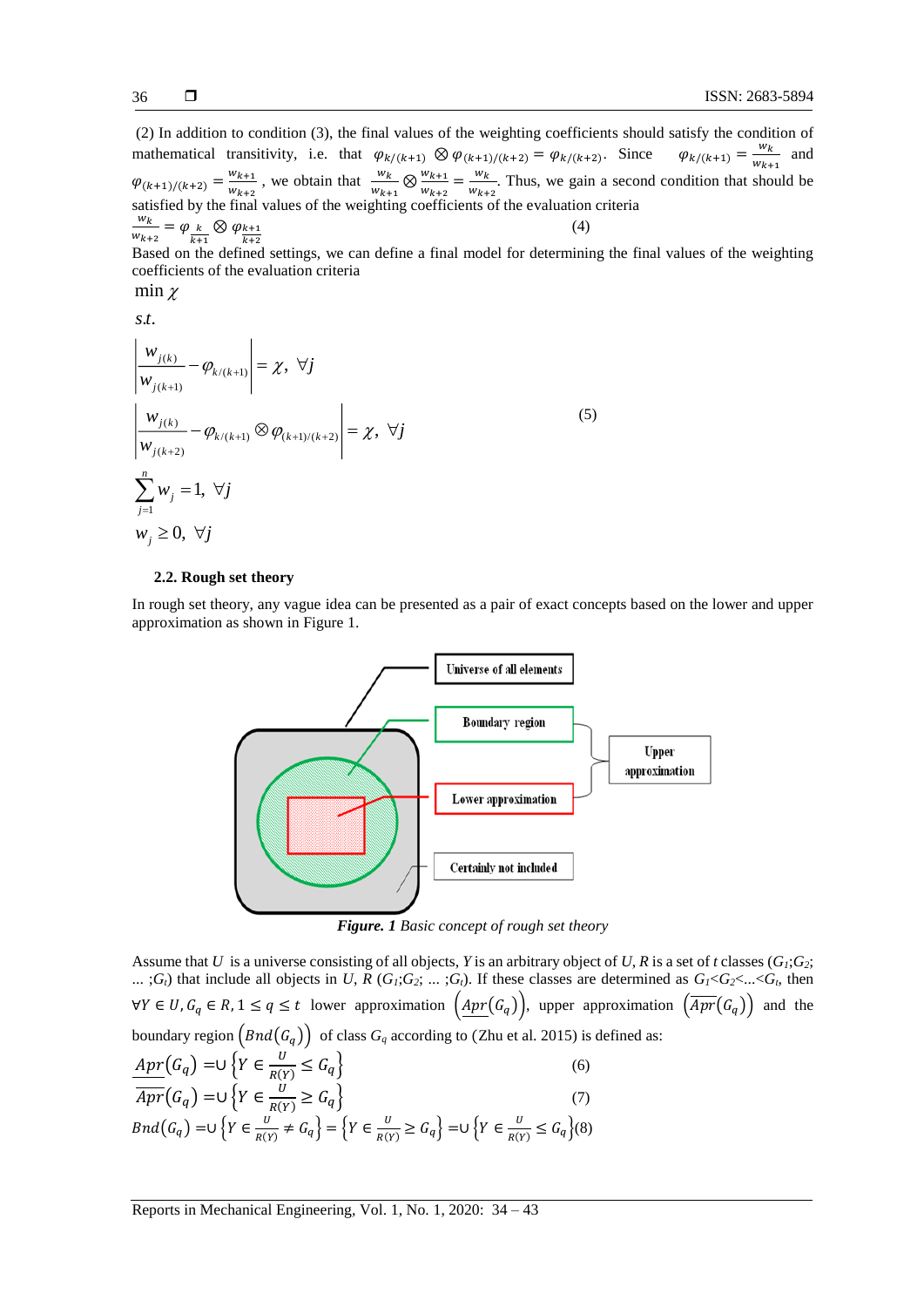(2) In addition to condition (3), the final values of the weighting coefficients should satisfy the condition of mathematical transitivity, i.e. that $\varphi_{k/(k+1)} \otimes \varphi_{(k+1)/(k+2)} = \varphi_{k/(k+2)}$. Since $\varphi_{k/(k+1)} = \frac{w_k}{w_{k+1}}$ and $\varphi_{(k+1)/(k+2)} = \frac{w_{k+1}}{w_{k+2}}$, we obtain that $\frac{w_k}{w_{k+1}} \otimes \frac{w_{k+1}}{w_{k+2}} = \frac{w_k}{w_{k+2}}$. Thus, we gain a second condition that should be satisfied by the final values of the weighting coefficients of the evaluation criteria

$$\frac{w_k}{w_{k+2}} = \varphi_{\frac{k}{k+1}} \otimes \varphi_{\frac{k+1}{k+2}} \tag{4}$$

Based on the defined settings, we can define a final model for determining the final values of the weighting coefficients of the evaluation criteria

$$
\begin{aligned}
&\min \chi \\
&s.t. \\
&\left| \frac{w_{j(k)}}{w_{j(k+1)}} - \varphi_{k/(k+1)} \right| = \chi, \ \forall j \\
&\left| \frac{w_{j(k)}}{w_{j(k+2)}} - \varphi_{k/(k+1)} \otimes \varphi_{(k+1)/(k+2)} \right| = \chi, \ \forall j \\
&\sum_{j=1}^{n} w_j = 1, \ \forall j \\
&w_j \geq 0, \ \forall j
\end{aligned}
\tag{5}
$$

### 2.2. Rough set theory

In rough set theory, any vague idea can be presented as a pair of exact concepts based on the lower and upper approximation as shown in Figure 1.

*Figure. 1 Basic concept of rough set theory*

Assume that $U$ is a universe consisting of all objects, $Y$ is an arbitrary object of $U$, $R$ is a set of $t$ classes ($G_1$;$G_2$; ... ;$G_t$) that include all objects in $U$, $R$ ($G_1$;$G_2$; ... ;$G_t$). If these classes are determined as $G_1$<$G_2$<...<$G_t$, then $\forall Y \in U, G_q \in R, 1 \leq q \leq t$ lower approximation $\left(\underline{Apr}(G_q)\right)$, upper approximation $\left(\overline{Apr}(G_q)\right)$ and the boundary region $\left(Bnd(G_q)\right)$ of class $G_q$ according to (Zhu et al. 2015) is defined as:

$$\underline{Apr}(G_q) = \cup \left\{ Y \in \frac{U}{R(Y)} \leq G_q \right\} \tag{6}$$

$$\overline{Apr}(G_q) = \cup \left\{ Y \in \frac{U}{R(Y)} \geq G_q \right\} \tag{7}$$

$$Bnd(G_q) = \cup \left\{ Y \in \frac{U}{R(Y)} \neq G_q \right\} = \left\{ Y \in \frac{U}{R(Y)} \geq G_q \right\} = \cup \left\{ Y \in \frac{U}{R(Y)} \leq G_q \right\} \tag{8}$$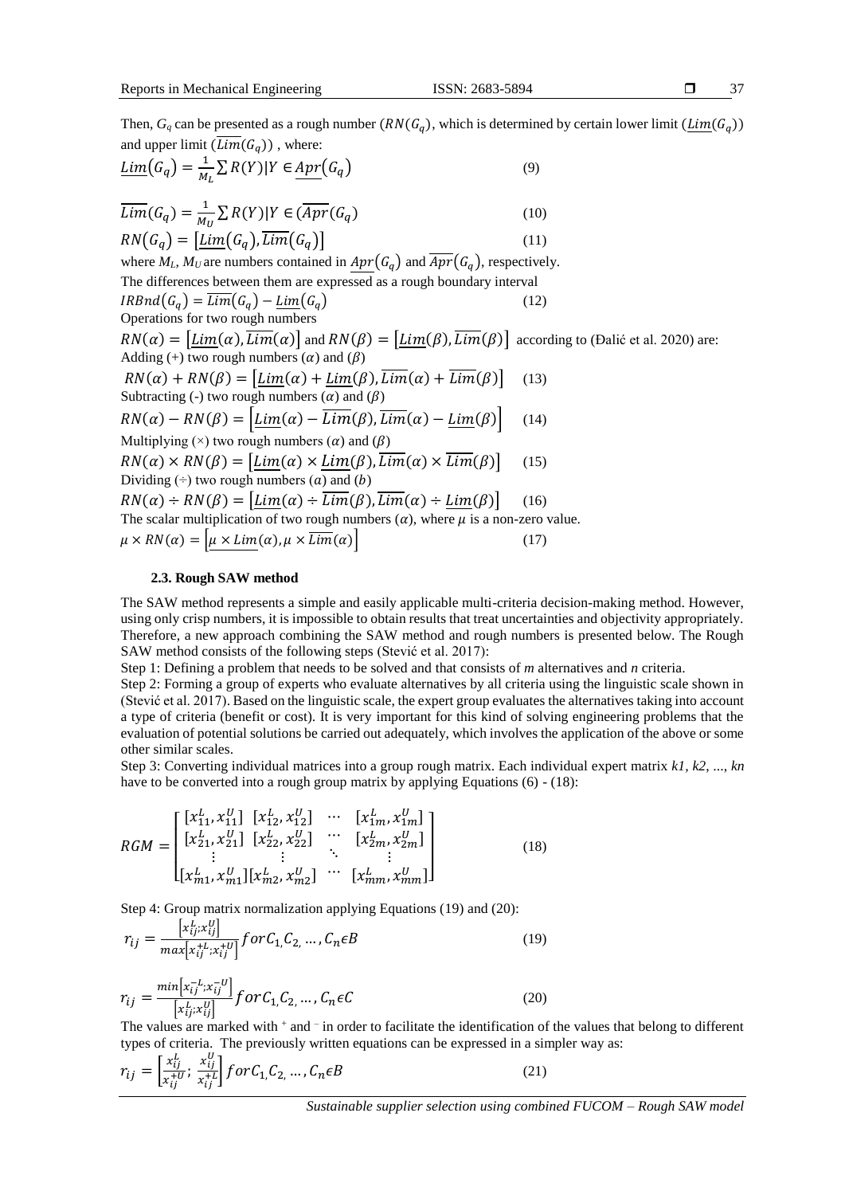Then, $G_q$ can be presented as a rough number ($RN(G_q)$, which is determined by certain lower limit ($\underline{Lim}(G_q)$) and upper limit ($\overline{Lim}(G_q)$) , where:

$$\underline{Lim}(G_q) = \frac{1}{M_L} \sum R(Y) | Y \in \underline{Apr}(G_q) \tag{9}$$

$$\overline{Lim}(G_q) = \frac{1}{M_U} \sum R(Y) | Y \in (\overline{Apr}(G_q) \tag{10}$$

$$RN(G_q) = \left[\underline{Lim}(G_q), \overline{Lim}(G_q)\right] \tag{11}$$

where $M_L$, $M_U$ are numbers contained in $\underline{Apr}(G_q)$ and $\overline{Apr}(G_q)$, respectively.

The differences between them are expressed as a rough boundary interval

$$IRBnd(G_q) = \overline{Lim}(G_q) - \underline{Lim}(G_q) \tag{12}$$

Operations for two rough numbers

$RN(\alpha) = \left[\underline{Lim}(\alpha), \overline{Lim}(\alpha)\right]$ and $RN(\beta) = \left[\underline{Lim}(\beta), \overline{Lim}(\beta)\right]$ according to (Đalić et al. 2020) are:

Adding (+) two rough numbers ($\alpha$) and ($\beta$)

$$RN(\alpha) + RN(\beta) = \left[\underline{Lim}(\alpha) + \underline{Lim}(\beta), \overline{Lim}(\alpha) + \overline{Lim}(\beta)\right] \tag{13}$$

Subtracting (-) two rough numbers ($\alpha$) and ($\beta$)

$$RN(\alpha) - RN(\beta) = \left[\underline{Lim}(\alpha) - \overline{Lim}(\beta), \overline{Lim}(\alpha) - \underline{Lim}(\beta)\right] \tag{14}$$

Multiplying ($\times$) two rough numbers ($\alpha$) and ($\beta$)

$$RN(\alpha) \times RN(\beta) = \left[\underline{Lim}(\alpha) \times \underline{Lim}(\beta), \overline{Lim}(\alpha) \times \overline{Lim}(\beta)\right] \tag{15}$$

Dividing ($\div$) two rough numbers ($a$) and ($b$)

$$RN(\alpha) \div RN(\beta) = \left[\underline{Lim}(\alpha) \div \overline{Lim}(\beta), \overline{Lim}(\alpha) \div \underline{Lim}(\beta)\right] \tag{16}$$

The scalar multiplication of two rough numbers ($\alpha$), where $\mu$ is a non-zero value.

$$\mu \times RN(\alpha) = \left[\underline{\mu \times Lim}(\alpha), \mu \times \overline{Lim}(\alpha)\right] \tag{17}$$

### 2.3. Rough SAW method

The SAW method represents a simple and easily applicable multi-criteria decision-making method. However, using only crisp numbers, it is impossible to obtain results that treat uncertainties and objectivity appropriately. Therefore, a new approach combining the SAW method and rough numbers is presented below. The Rough SAW method consists of the following steps (Stević et al. 2017):

Step 1: Defining a problem that needs to be solved and that consists of *m* alternatives and *n* criteria.

Step 2: Forming a group of experts who evaluate alternatives by all criteria using the linguistic scale shown in (Stević et al. 2017). Based on the linguistic scale, the expert group evaluates the alternatives taking into account a type of criteria (benefit or cost). It is very important for this kind of solving engineering problems that the evaluation of potential solutions be carried out adequately, which involves the application of the above or some other similar scales.

Step 3: Converting individual matrices into a group rough matrix. Each individual expert matrix *k1*, *k2*, ..., *kn* have to be converted into a rough group matrix by applying Equations (6) - (18):

$$RGM = \begin{bmatrix} [x_{11}^L, x_{11}^U] & [x_{12}^L, x_{12}^U] & \cdots & [x_{1m}^L, x_{1m}^U] \\ [x_{21}^L, x_{21}^U] & [x_{22}^L, x_{22}^U] & \cdots & [x_{2m}^L, x_{2m}^U] \\ \vdots & \vdots & \ddots & \vdots \\ [x_{m1}^L, x_{m1}^U] & [x_{m2}^L, x_{m2}^U] & \cdots & [x_{mm}^L, x_{mm}^U] \end{bmatrix} \tag{18}$$

Step 4: Group matrix normalization applying Equations (19) and (20):

$$r_{ij} = \frac{\left[x_{ij}^L; x_{ij}^U\right]}{max\left[x_{ij}^{+L}; x_{ij}^{+U}\right]} for C_1, C_2, \ldots, C_n \epsilon B \tag{19}$$

$$r_{ij} = \frac{min\left[x_{ij}^{-L}; x_{ij}^{-U}\right]}{\left[x_{ij}^L; x_{ij}^U\right]} for C_1, C_2, \ldots, C_n \epsilon C \tag{20}$$

The values are marked with $^+$ and $^-$ in order to facilitate the identification of the values that belong to different types of criteria. The previously written equations can be expressed in a simpler way as:

$$r_{ij} = \left[\frac{x_{ij}^L}{x_{ij}^{+U}}; \frac{x_{ij}^U}{x_{ij}^{+L}}\right] for C_1, C_2, \ldots, C_n \epsilon B \tag{21}$$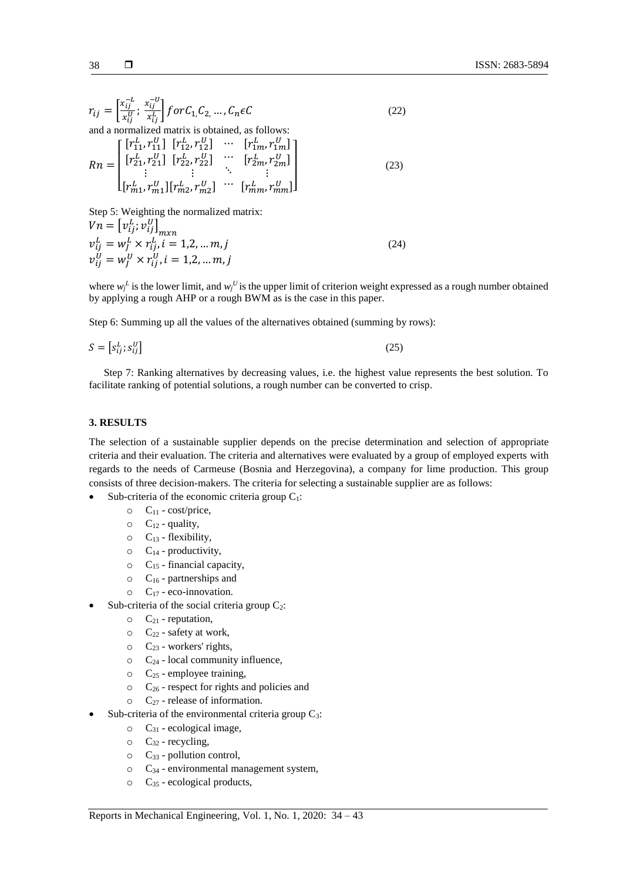$$r_{ij} = \left[\frac{x_{ij}^{-L}}{x_{ij}^{U}}; \frac{x_{ij}^{-U}}{x_{ij}^{L}}\right] for C_{1,} C_{2,} \ldots, C_n \epsilon C \tag{22}$$

and a normalized matrix is obtained, as follows:

$$Rn = \begin{bmatrix} [r_{11}^L, r_{11}^U] & [r_{12}^L, r_{12}^U] & \cdots & [r_{1m}^L, r_{1m}^U] \\ [r_{21}^L, r_{21}^U] & [r_{22}^L, r_{22}^U] & \cdots & [r_{2m}^L, r_{2m}^U] \\ \vdots & \vdots & \ddots & \vdots \\ [r_{m1}^L, r_{m1}^U] & [r_{m2}^L, r_{m2}^U] & \cdots & [r_{mm}^L, r_{mm}^U] \end{bmatrix} \tag{23}$$

Step 5: Weighting the normalized matrix:

$$Vn = \left[v_{ij}^L; v_{ij}^U\right]_{mxn}$$
$$v_{ij}^L = w_J^L \times r_{ij}^L, i = 1,2, \ldots m, j \tag{24}$$
$$v_{ij}^U = w_J^U \times r_{ij}^U, i = 1,2, \ldots m, j$$

where $w_j^L$ is the lower limit, and $w_j^U$ is the upper limit of criterion weight expressed as a rough number obtained by applying a rough AHP or a rough BWM as is the case in this paper.

Step 6: Summing up all the values of the alternatives obtained (summing by rows):

$$S = \left[s_{ij}^L; s_{ij}^U\right] \tag{25}$$

Step 7: Ranking alternatives by decreasing values, i.e. the highest value represents the best solution. To facilitate ranking of potential solutions, a rough number can be converted to crisp.

## 3. RESULTS

The selection of a sustainable supplier depends on the precise determination and selection of appropriate criteria and their evaluation. The criteria and alternatives were evaluated by a group of employed experts with regards to the needs of Carmeuse (Bosnia and Herzegovina), a company for lime production. This group consists of three decision-makers. The criteria for selecting a sustainable supplier are as follows:

- Sub-criteria of the economic criteria group $C_1$:
  - $C_{11}$ - cost/price,
  - $C_{12}$ - quality,
  - $C_{13}$ - flexibility,
  - $C_{14}$ - productivity,
  - $C_{15}$ - financial capacity,
  - $C_{16}$ - partnerships and
  - $C_{17}$ - eco-innovation.
- Sub-criteria of the social criteria group $C_2$:
  - $C_{21}$ - reputation,
  - $C_{22}$ - safety at work,
  - $C_{23}$ - workers' rights,
  - $C_{24}$ - local community influence,
  - $C_{25}$ - employee training,
  - $C_{26}$ - respect for rights and policies and
  - $C_{27}$ - release of information.
- Sub-criteria of the environmental criteria group $C_3$:
  - $C_{31}$ - ecological image,
  - $C_{32}$ - recycling,
  - $C_{33}$ - pollution control,
  - $C_{34}$ - environmental management system,
  - $C_{35}$ - ecological products,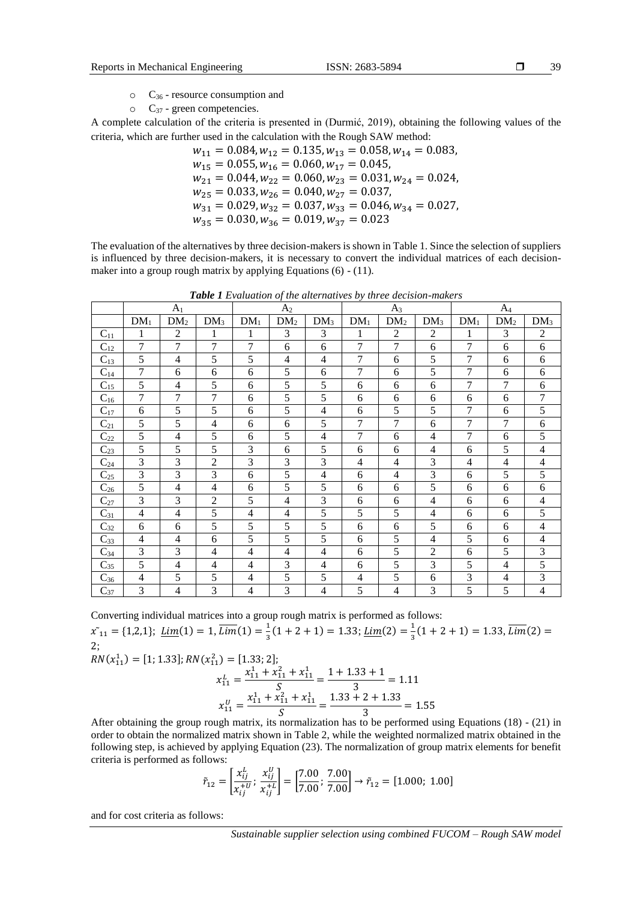- $C_{36}$ - resource consumption and
- $C_{37}$ - green competencies.

A complete calculation of the criteria is presented in (Durmić, 2019), obtaining the following values of the criteria, which are further used in the calculation with the Rough SAW method:

$$w_{11} = 0.084, w_{12} = 0.135, w_{13} = 0.058, w_{14} = 0.083,$$
$$w_{15} = 0.055, w_{16} = 0.060, w_{17} = 0.045,$$
$$w_{21} = 0.044, w_{22} = 0.060, w_{23} = 0.031, w_{24} = 0.024,$$
$$w_{25} = 0.033, w_{26} = 0.040, w_{27} = 0.037,$$
$$w_{31} = 0.029, w_{32} = 0.037, w_{33} = 0.046, w_{34} = 0.027,$$
$$w_{35} = 0.030, w_{36} = 0.019, w_{37} = 0.023$$

The evaluation of the alternatives by three decision-makers is shown in Table 1. Since the selection of suppliers is influenced by three decision-makers, it is necessary to convert the individual matrices of each decision-maker into a group rough matrix by applying Equations (6) - (11).

***Table 1** Evaluation of the alternatives by three decision-makers*

| | $A_1$ | | | $A_2$ | | | $A_3$ | | | $A_4$ | | |
|---|---|---|---|---|---|---|---|---|---|---|---|---|
| | $DM_1$ | $DM_2$ | $DM_3$ | $DM_1$ | $DM_2$ | $DM_3$ | $DM_1$ | $DM_2$ | $DM_3$ | $DM_1$ | $DM_2$ | $DM_3$ |
| $C_{11}$ | 1 | 2 | 1 | 1 | 3 | 3 | 1 | 2 | 2 | 1 | 3 | 2 |
| $C_{12}$ | 7 | 7 | 7 | 7 | 6 | 6 | 7 | 7 | 6 | 7 | 6 | 6 |
| $C_{13}$ | 5 | 4 | 5 | 5 | 4 | 4 | 7 | 6 | 5 | 7 | 6 | 6 |
| $C_{14}$ | 7 | 6 | 6 | 6 | 5 | 6 | 7 | 6 | 5 | 7 | 6 | 6 |
| $C_{15}$ | 5 | 4 | 5 | 6 | 5 | 5 | 6 | 6 | 6 | 7 | 7 | 6 |
| $C_{16}$ | 7 | 7 | 7 | 6 | 5 | 5 | 6 | 6 | 6 | 6 | 6 | 7 |
| $C_{17}$ | 6 | 5 | 5 | 6 | 5 | 4 | 6 | 5 | 5 | 7 | 6 | 5 |
| $C_{21}$ | 5 | 5 | 4 | 6 | 6 | 5 | 7 | 7 | 6 | 7 | 7 | 6 |
| $C_{22}$ | 5 | 4 | 5 | 6 | 5 | 4 | 7 | 6 | 4 | 7 | 6 | 5 |
| $C_{23}$ | 5 | 5 | 5 | 3 | 6 | 5 | 6 | 6 | 4 | 6 | 5 | 4 |
| $C_{24}$ | 3 | 3 | 2 | 3 | 3 | 3 | 4 | 4 | 3 | 4 | 4 | 4 |
| $C_{25}$ | 3 | 3 | 3 | 6 | 5 | 4 | 6 | 4 | 3 | 6 | 5 | 5 |
| $C_{26}$ | 5 | 4 | 4 | 6 | 5 | 5 | 6 | 6 | 5 | 6 | 6 | 6 |
| $C_{27}$ | 3 | 3 | 2 | 5 | 4 | 3 | 6 | 6 | 4 | 6 | 6 | 4 |
| $C_{31}$ | 4 | 4 | 5 | 4 | 4 | 5 | 5 | 5 | 4 | 6 | 6 | 5 |
| $C_{32}$ | 6 | 6 | 5 | 5 | 5 | 5 | 6 | 6 | 5 | 6 | 6 | 4 |
| $C_{33}$ | 4 | 4 | 6 | 5 | 5 | 5 | 6 | 5 | 4 | 5 | 6 | 4 |
| $C_{34}$ | 3 | 3 | 4 | 4 | 4 | 4 | 6 | 5 | 2 | 6 | 5 | 3 |
| $C_{35}$ | 5 | 4 | 4 | 4 | 3 | 4 | 6 | 5 | 3 | 5 | 4 | 5 |
| $C_{36}$ | 4 | 5 | 5 | 4 | 5 | 5 | 4 | 5 | 6 | 3 | 4 | 3 |
| $C_{37}$ | 3 | 4 | 3 | 4 | 3 | 4 | 5 | 4 | 3 | 5 | 5 | 4 |

Converting individual matrices into a group rough matrix is performed as follows:

$\tilde{x}_{11} = \{1,2,1\}$; $\underline{Lim}(1) = 1, \overline{Lim}(1) = \frac{1}{3}(1+2+1) = 1.33$; $\underline{Lim}(2) = \frac{1}{3}(1+2+1) = 1.33, \overline{Lim}(2) = 2$;

$RN(x_{11}^1) = [1; 1.33]; RN(x_{11}^2) = [1.33; 2]$;

$$x_{11}^L = \frac{x_{11}^1 + x_{11}^2 + x_{11}^1}{S} = \frac{1 + 1.33 + 1}{3} = 1.11$$

$$x_{11}^U = \frac{x_{11}^1 + x_{11}^2 + x_{11}^1}{S} = \frac{1.33 + 2 + 1.33}{3} = 1.55$$

After obtaining the group rough matrix, its normalization has to be performed using Equations (18) - (21) in order to obtain the normalized matrix shown in Table 2, while the weighted normalized matrix obtained in the following step, is achieved by applying Equation (23). The normalization of group matrix elements for benefit criteria is performed as follows:

$$\tilde{r}_{12} = \left[\frac{x_{ij}^L}{x_{ij}^{+U}}; \frac{x_{ij}^U}{x_{ij}^{+L}}\right] = \left[\frac{7.00}{7.00}; \frac{7.00}{7.00}\right] \rightarrow \tilde{r}_{12} = [1.000;\ 1.00]$$

and for cost criteria as follows: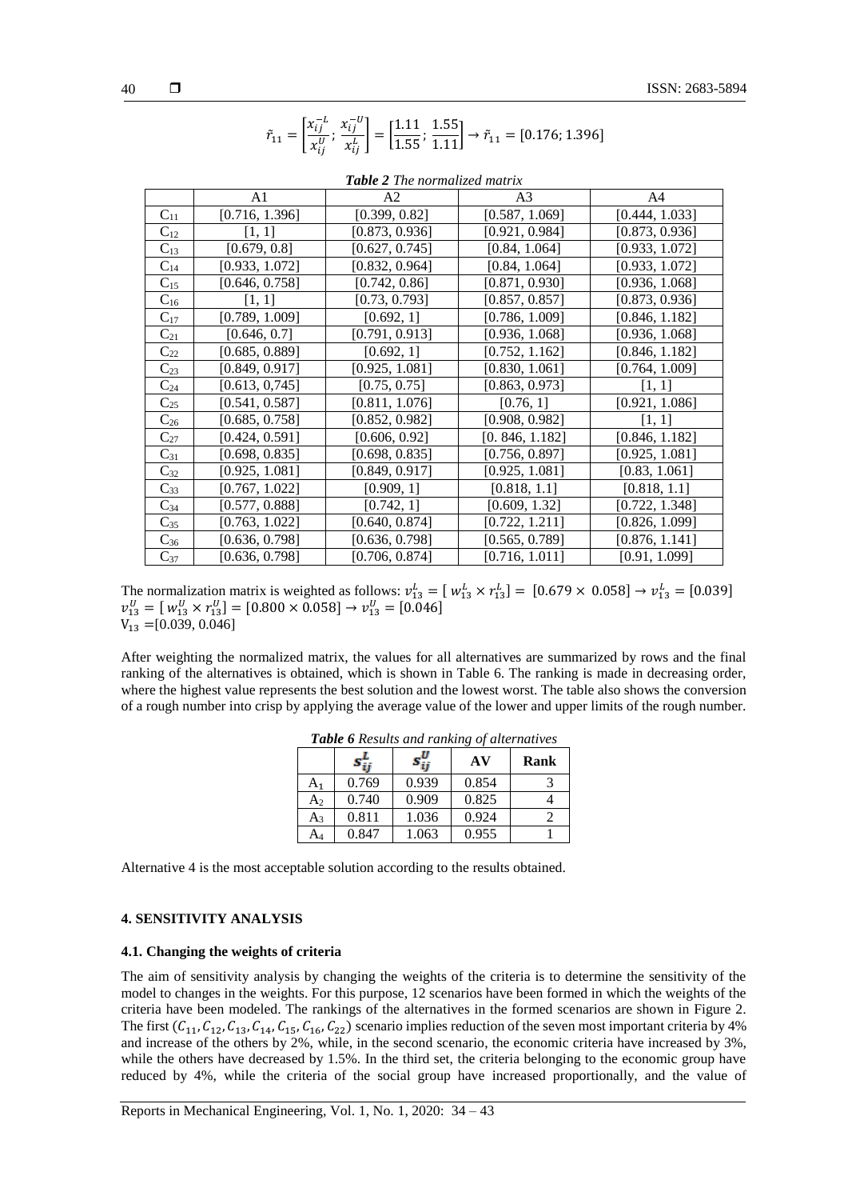$$\tilde{r}_{11} = \left[\frac{x_{ij}^{-L}}{x_{ij}^{U}}; \frac{x_{ij}^{-U}}{x_{ij}^{L}}\right] = \left[\frac{1.11}{1.55}; \frac{1.55}{1.11}\right] \rightarrow \tilde{r}_{11} = [0.176; 1.396]$$

***Table 2*** *The normalized matrix*

| | A1 | A2 | A3 | A4 |
|---|---|---|---|---|
| $C_{11}$ | [0.716, 1.396] | [0.399, 0.82] | [0.587, 1.069] | [0.444, 1.033] |
| $C_{12}$ | [1, 1] | [0.873, 0.936] | [0.921, 0.984] | [0.873, 0.936] |
| $C_{13}$ | [0.679, 0.8] | [0.627, 0.745] | [0.84, 1.064] | [0.933, 1.072] |
| $C_{14}$ | [0.933, 1.072] | [0.832, 0.964] | [0.84, 1.064] | [0.933, 1.072] |
| $C_{15}$ | [0.646, 0.758] | [0.742, 0.86] | [0.871, 0.930] | [0.936, 1.068] |
| $C_{16}$ | [1, 1] | [0.73, 0.793] | [0.857, 0.857] | [0.873, 0.936] |
| $C_{17}$ | [0.789, 1.009] | [0.692, 1] | [0.786, 1.009] | [0.846, 1.182] |
| $C_{21}$ | [0.646, 0.7] | [0.791, 0.913] | [0.936, 1.068] | [0.936, 1.068] |
| $C_{22}$ | [0.685, 0.889] | [0.692, 1] | [0.752, 1.162] | [0.846, 1.182] |
| $C_{23}$ | [0.849, 0.917] | [0.925, 1.081] | [0.830, 1.061] | [0.764, 1.009] |
| $C_{24}$ | [0.613, 0,745] | [0.75, 0.75] | [0.863, 0.973] | [1, 1] |
| $C_{25}$ | [0.541, 0.587] | [0.811, 1.076] | [0.76, 1] | [0.921, 1.086] |
| $C_{26}$ | [0.685, 0.758] | [0.852, 0.982] | [0.908, 0.982] | [1, 1] |
| $C_{27}$ | [0.424, 0.591] | [0.606, 0.92] | [0. 846, 1.182] | [0.846, 1.182] |
| $C_{31}$ | [0.698, 0.835] | [0.698, 0.835] | [0.756, 0.897] | [0.925, 1.081] |
| $C_{32}$ | [0.925, 1.081] | [0.849, 0.917] | [0.925, 1.081] | [0.83, 1.061] |
| $C_{33}$ | [0.767, 1.022] | [0.909, 1] | [0.818, 1.1] | [0.818, 1.1] |
| $C_{34}$ | [0.577, 0.888] | [0.742, 1] | [0.609, 1.32] | [0.722, 1.348] |
| $C_{35}$ | [0.763, 1.022] | [0.640, 0.874] | [0.722, 1.211] | [0.826, 1.099] |
| $C_{36}$ | [0.636, 0.798] | [0.636, 0.798] | [0.565, 0.789] | [0.876, 1.141] |
| $C_{37}$ | [0.636, 0.798] | [0.706, 0.874] | [0.716, 1.011] | [0.91, 1.099] |

The normalization matrix is weighted as follows: $v_{13}^{L} = [\, w_{13}^{L} \times r_{13}^{L}] = [0.679 \times 0.058] \rightarrow v_{13}^{L} = [0.039]$
$v_{13}^{U} = [\, w_{13}^{U} \times r_{13}^{U}] = [0.800 \times 0.058] \rightarrow v_{13}^{U} = [0.046]$
$V_{13} = [0.039, 0.046]$

After weighting the normalized matrix, the values for all alternatives are summarized by rows and the final ranking of the alternatives is obtained, which is shown in Table 6. The ranking is made in decreasing order, where the highest value represents the best solution and the lowest worst. The table also shows the conversion of a rough number into crisp by applying the average value of the lower and upper limits of the rough number.

***Table 6*** *Results and ranking of alternatives*

| | $s_{ij}^{L}$ | $s_{ij}^{U}$ | **AV** | **Rank** |
|---|---|---|---|---|
| $A_1$ | 0.769 | 0.939 | 0.854 | 3 |
| $A_2$ | 0.740 | 0.909 | 0.825 | 4 |
| $A_3$ | 0.811 | 1.036 | 0.924 | 2 |
| $A_4$ | 0.847 | 1.063 | 0.955 | 1 |

Alternative 4 is the most acceptable solution according to the results obtained.

## 4. SENSITIVITY ANALYSIS

### 4.1. Changing the weights of criteria

The aim of sensitivity analysis by changing the weights of the criteria is to determine the sensitivity of the model to changes in the weights. For this purpose, 12 scenarios have been formed in which the weights of the criteria have been modeled. The rankings of the alternatives in the formed scenarios are shown in Figure 2. The first $(C_{11}, C_{12}, C_{13}, C_{14}, C_{15}, C_{16}, C_{22})$ scenario implies reduction of the seven most important criteria by 4% and increase of the others by 2%, while, in the second scenario, the economic criteria have increased by 3%, while the others have decreased by 1.5%. In the third set, the criteria belonging to the economic group have reduced by 4%, while the criteria of the social group have increased proportionally, and the value of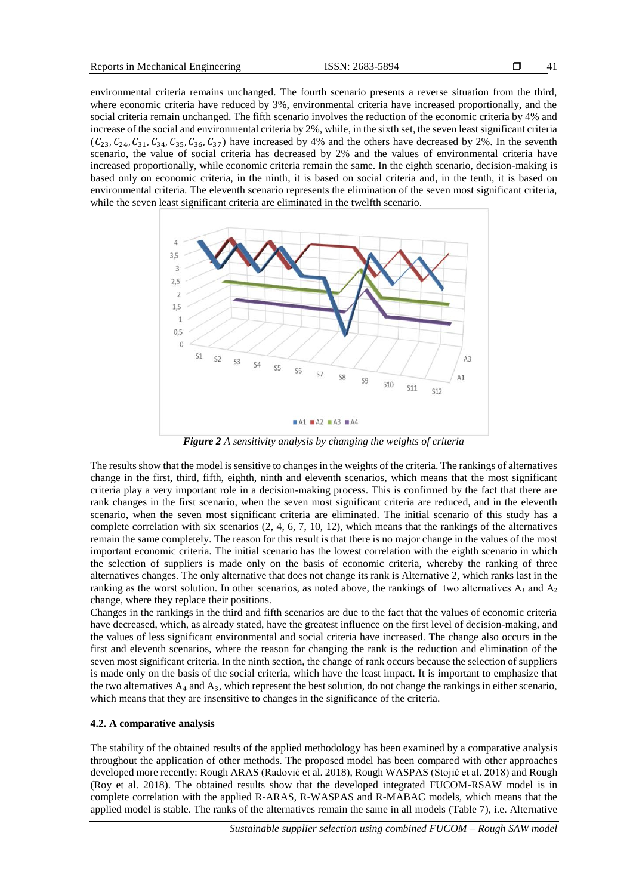environmental criteria remains unchanged. The fourth scenario presents a reverse situation from the third, where economic criteria have reduced by 3%, environmental criteria have increased proportionally, and the social criteria remain unchanged. The fifth scenario involves the reduction of the economic criteria by 4% and increase of the social and environmental criteria by 2%, while, in the sixth set, the seven least significant criteria ($C_{23}, C_{24}, C_{31}, C_{34}, C_{35}, C_{36}, C_{37}$) have increased by 4% and the others have decreased by 2%. In the seventh scenario, the value of social criteria has decreased by 2% and the values of environmental criteria have increased proportionally, while economic criteria remain the same. In the eighth scenario, decision-making is based only on economic criteria, in the ninth, it is based on social criteria and, in the tenth, it is based on environmental criteria. The eleventh scenario represents the elimination of the seven most significant criteria, while the seven least significant criteria are eliminated in the twelfth scenario.

***Figure 2*** *A sensitivity analysis by changing the weights of criteria*

The results show that the model is sensitive to changes in the weights of the criteria. The rankings of alternatives change in the first, third, fifth, eighth, ninth and eleventh scenarios, which means that the most significant criteria play a very important role in a decision-making process. This is confirmed by the fact that there are rank changes in the first scenario, when the seven most significant criteria are reduced, and in the eleventh scenario, when the seven most significant criteria are eliminated. The initial scenario of this study has a complete correlation with six scenarios (2, 4, 6, 7, 10, 12), which means that the rankings of the alternatives remain the same completely. The reason for this result is that there is no major change in the values of the most important economic criteria. The initial scenario has the lowest correlation with the eighth scenario in which the selection of suppliers is made only on the basis of economic criteria, whereby the ranking of three alternatives changes. The only alternative that does not change its rank is Alternative 2, which ranks last in the ranking as the worst solution. In other scenarios, as noted above, the rankings of two alternatives $A_1$ and $A_2$ change, where they replace their positions.

Changes in the rankings in the third and fifth scenarios are due to the fact that the values of economic criteria have decreased, which, as already stated, have the greatest influence on the first level of decision-making, and the values of less significant environmental and social criteria have increased. The change also occurs in the first and eleventh scenarios, where the reason for changing the rank is the reduction and elimination of the seven most significant criteria. In the ninth section, the change of rank occurs because the selection of suppliers is made only on the basis of the social criteria, which have the least impact. It is important to emphasize that the two alternatives $A_4$ and $A_3$, which represent the best solution, do not change the rankings in either scenario, which means that they are insensitive to changes in the significance of the criteria.

### 4.2. A comparative analysis

The stability of the obtained results of the applied methodology has been examined by a comparative analysis throughout the application of other methods. The proposed model has been compared with other approaches developed more recently: Rough ARAS (Radović et al. 2018), Rough WASPAS (Stojić et al. 2018) and Rough (Roy et al. 2018). The obtained results show that the developed integrated FUCOM-RSAW model is in complete correlation with the applied R-ARAS, R-WASPAS and R-MABAC models, which means that the applied model is stable. The ranks of the alternatives remain the same in all models (Table 7), i.e. Alternative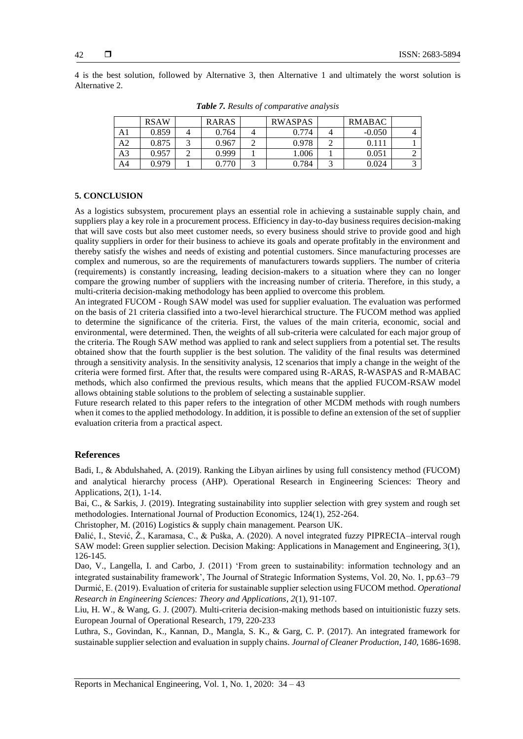4 is the best solution, followed by Alternative 3, then Alternative 1 and ultimately the worst solution is Alternative 2.

***Table 7.*** *Results of comparative analysis*

| | RSAW | | RARAS | | RWASPAS | | RMABAC | |
|---|---|---|---|---|---|---|---|---|
| A1 | 0.859 | 4 | 0.764 | 4 | 0.774 | 4 | -0.050 | 4 |
| A2 | 0.875 | 3 | 0.967 | 2 | 0.978 | 2 | 0.111 | 1 |
| A3 | 0.957 | 2 | 0.999 | 1 | 1.006 | 1 | 0.051 | 2 |
| A4 | 0.979 | 1 | 0.770 | 3 | 0.784 | 3 | 0.024 | 3 |

## 5. CONCLUSION

As a logistics subsystem, procurement plays an essential role in achieving a sustainable supply chain, and suppliers play a key role in a procurement process. Efficiency in day-to-day business requires decision-making that will save costs but also meet customer needs, so every business should strive to provide good and high quality suppliers in order for their business to achieve its goals and operate profitably in the environment and thereby satisfy the wishes and needs of existing and potential customers. Since manufacturing processes are complex and numerous, so are the requirements of manufacturers towards suppliers. The number of criteria (requirements) is constantly increasing, leading decision-makers to a situation where they can no longer compare the growing number of suppliers with the increasing number of criteria. Therefore, in this study, a multi-criteria decision-making methodology has been applied to overcome this problem.

An integrated FUCOM - Rough SAW model was used for supplier evaluation. The evaluation was performed on the basis of 21 criteria classified into a two-level hierarchical structure. The FUCOM method was applied to determine the significance of the criteria. First, the values of the main criteria, economic, social and environmental, were determined. Then, the weights of all sub-criteria were calculated for each major group of the criteria. The Rough SAW method was applied to rank and select suppliers from a potential set. The results obtained show that the fourth supplier is the best solution. The validity of the final results was determined through a sensitivity analysis. In the sensitivity analysis, 12 scenarios that imply a change in the weight of the criteria were formed first. After that, the results were compared using R-ARAS, R-WASPAS and R-MABAC methods, which also confirmed the previous results, which means that the applied FUCOM-RSAW model allows obtaining stable solutions to the problem of selecting a sustainable supplier.

Future research related to this paper refers to the integration of other MCDM methods with rough numbers when it comes to the applied methodology. In addition, it is possible to define an extension of the set of supplier evaluation criteria from a practical aspect.

## References

Badi, I., & Abdulshahed, A. (2019). Ranking the Libyan airlines by using full consistency method (FUCOM) and analytical hierarchy process (AHP). Operational Research in Engineering Sciences: Theory and Applications, 2(1), 1-14.

Bai, C., & Sarkis, J. (2019). Integrating sustainability into supplier selection with grey system and rough set methodologies. International Journal of Production Economics, 124(1), 252-264.

Christopher, M. (2016) Logistics & supply chain management. Pearson UK.

Đalić, I., Stević, Ž., Karamasa, C., & Puška, A. (2020). A novel integrated fuzzy PIPRECIA–interval rough SAW model: Green supplier selection. Decision Making: Applications in Management and Engineering, 3(1), 126-145.

Dao, V., Langella, I. and Carbo, J. (2011) 'From green to sustainability: information technology and an integrated sustainability framework', The Journal of Strategic Information Systems, Vol. 20, No. 1, pp.63–79

Durmić, E. (2019). Evaluation of criteria for sustainable supplier selection using FUCOM method. *Operational Research in Engineering Sciences: Theory and Applications*, *2*(1), 91-107.

Liu, H. W., & Wang, G. J. (2007). Multi-criteria decision-making methods based on intuitionistic fuzzy sets. European Journal of Operational Research, 179, 220-233

Luthra, S., Govindan, K., Kannan, D., Mangla, S. K., & Garg, C. P. (2017). An integrated framework for sustainable supplier selection and evaluation in supply chains. *Journal of Cleaner Production*, *140*, 1686-1698.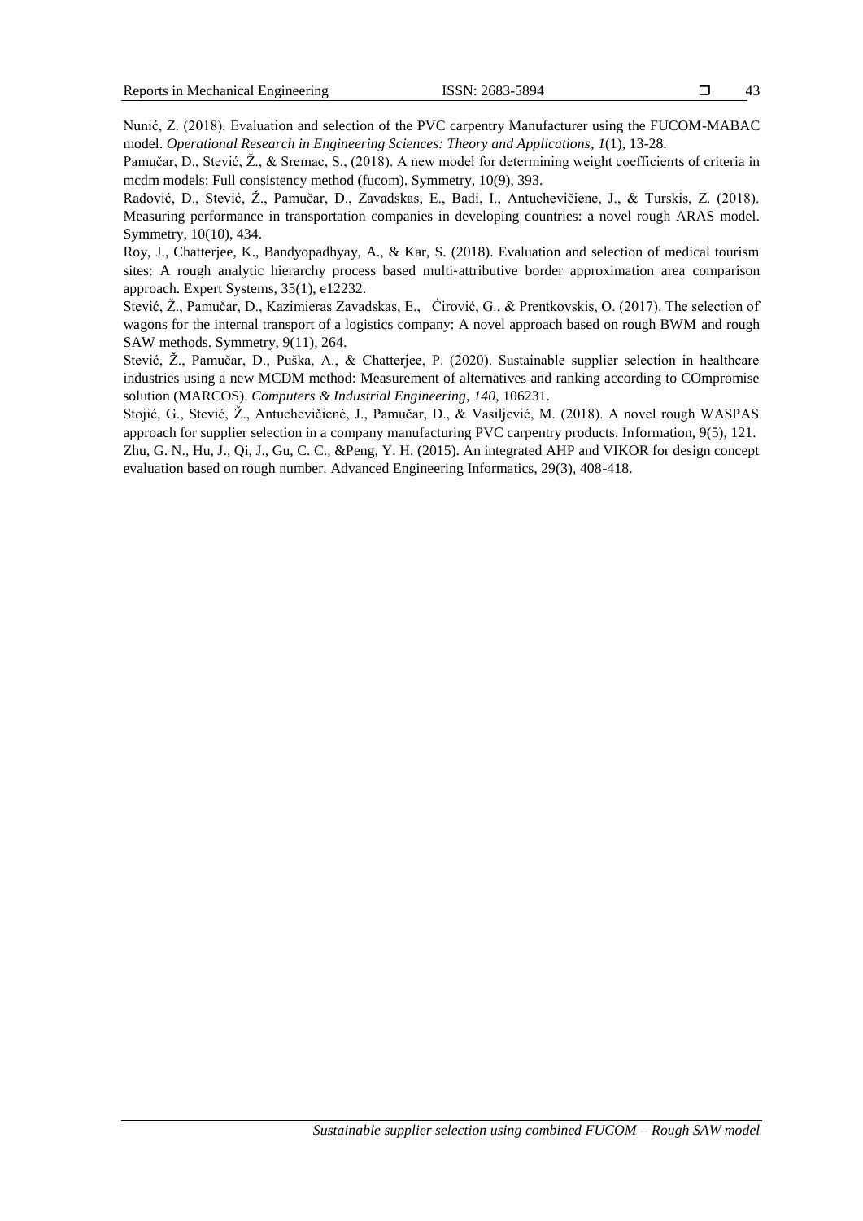Nunić, Z. (2018). Evaluation and selection of the PVC carpentry Manufacturer using the FUCOM-MABAC model. *Operational Research in Engineering Sciences: Theory and Applications*, *1*(1), 13-28.

Pamučar, D., Stević, Ž., & Sremac, S., (2018). A new model for determining weight coefficients of criteria in mcdm models: Full consistency method (fucom). Symmetry, 10(9), 393.

Radović, D., Stević, Ž., Pamučar, D., Zavadskas, E., Badi, I., Antuchevičiene, J., & Turskis, Z. (2018). Measuring performance in transportation companies in developing countries: a novel rough ARAS model. Symmetry, 10(10), 434.

Roy, J., Chatterjee, K., Bandyopadhyay, A., & Kar, S. (2018). Evaluation and selection of medical tourism sites: A rough analytic hierarchy process based multi‐attributive border approximation area comparison approach. Expert Systems, 35(1), e12232.

Stević, Ž., Pamučar, D., Kazimieras Zavadskas, E., Ćirović, G., & Prentkovskis, O. (2017). The selection of wagons for the internal transport of a logistics company: A novel approach based on rough BWM and rough SAW methods. Symmetry, 9(11), 264.

Stević, Ž., Pamučar, D., Puška, A., & Chatterjee, P. (2020). Sustainable supplier selection in healthcare industries using a new MCDM method: Measurement of alternatives and ranking according to COmpromise solution (MARCOS). *Computers & Industrial Engineering*, *140*, 106231.

Stojić, G., Stević, Ž., Antuchevičienė, J., Pamučar, D., & Vasiljević, M. (2018). A novel rough WASPAS approach for supplier selection in a company manufacturing PVC carpentry products. Information, 9(5), 121.

Zhu, G. N., Hu, J., Qi, J., Gu, C. C., &Peng, Y. H. (2015). An integrated AHP and VIKOR for design concept evaluation based on rough number. Advanced Engineering Informatics, 29(3), 408-418.